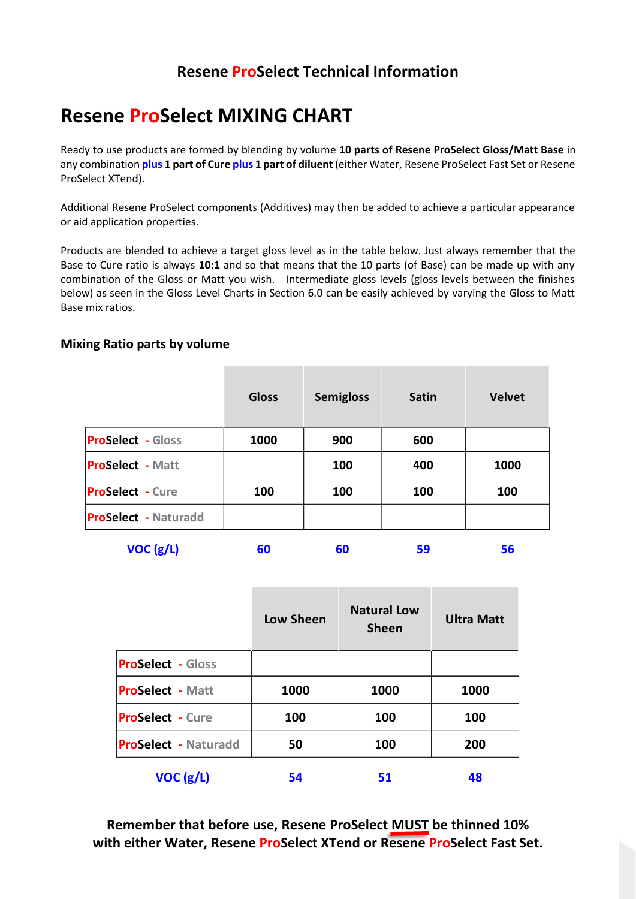## Resene ProSelect Technical Information

# Resene ProSelect MIXING CHART

Ready to use products are formed by blending by volume **10 parts of Resene ProSelect Gloss/Matt Base** in any combination **plus 1 part of Cure plus 1 part of diluent** (either Water, Resene ProSelect Fast Set or Resene ProSelect XTend).

Additional Resene ProSelect components (Additives) may then be added to achieve a particular appearance or aid application properties.

Products are blended to achieve a target gloss level as in the table below. Just always remember that the Base to Cure ratio is always **10:1** and so that means that the 10 parts (of Base) can be made up with any combination of the Gloss or Matt you wish. Intermediate gloss levels (gloss levels between the finishes below) as seen in the Gloss Level Charts in Section 6.0 can be easily achieved by varying the Gloss to Matt Base mix ratios.

### Mixing Ratio parts by volume

| | Gloss | Semigloss | Satin | Velvet |
|---|---|---|---|---|
| ProSelect - Gloss | 1000 | 900 | 600 | |
| ProSelect - Matt | | 100 | 400 | 1000 |
| ProSelect - Cure | 100 | 100 | 100 | 100 |
| ProSelect - Naturadd | | | | |
| VOC (g/L) | 60 | 60 | 59 | 56 |

| | Low Sheen | Natural Low Sheen | Ultra Matt |
|---|---|---|---|
| ProSelect - Gloss | | | |
| ProSelect - Matt | 1000 | 1000 | 1000 |
| ProSelect - Cure | 100 | 100 | 100 |
| ProSelect - Naturadd | 50 | 100 | 200 |
| VOC (g/L) | 54 | 51 | 48 |

**Remember that before use, Resene ProSelect MUST be thinned 10% with either Water, Resene ProSelect XTend or Resene ProSelect Fast Set.**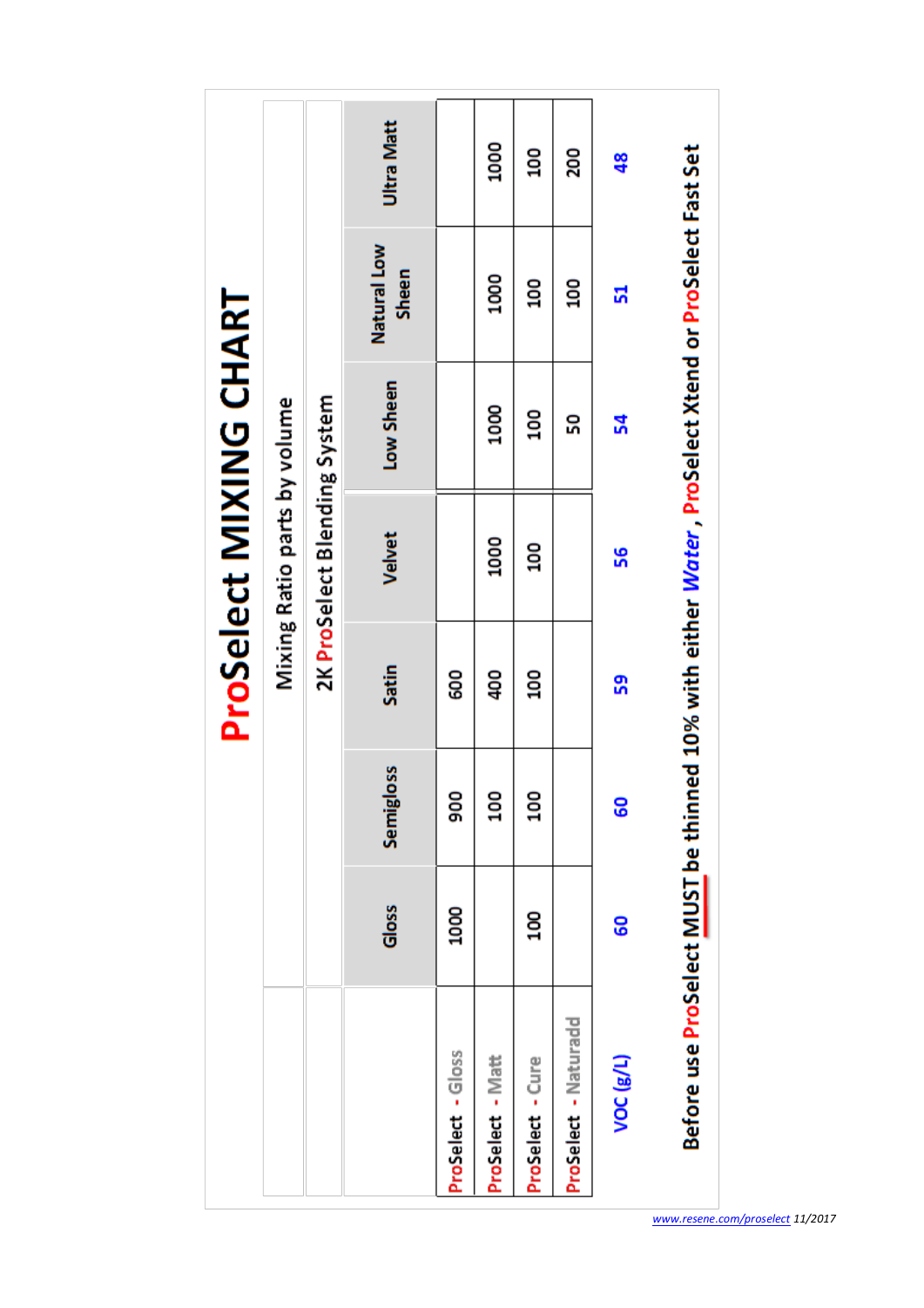# ProSelect MIXING CHART

Mixing Ratio parts by volume

2K ProSelect Blending System

| | Gloss | Semigloss | Satin | Velvet | Low Sheen | Natural Low Sheen | Ultra Matt |
|---|---|---|---|---|---|---|---|
| ProSelect - Gloss | 1000 | 900 | 600 | | | | |
| ProSelect - Matt | | 100 | 400 | 1000 | 1000 | 1000 | 1000 |
| ProSelect - Cure | 100 | 100 | 100 | 100 | 100 | 100 | 100 |
| ProSelect - Naturadd | | | | | 50 | 100 | 200 |
| VOC (g/L) | 60 | 60 | 59 | 56 | 54 | 51 | 48 |

Before use ProSelect MUST be thinned 10% with either *Water*, ProSelect Xtend or ProSelect Fast Set

www.resene.com/proselect *11/2017*